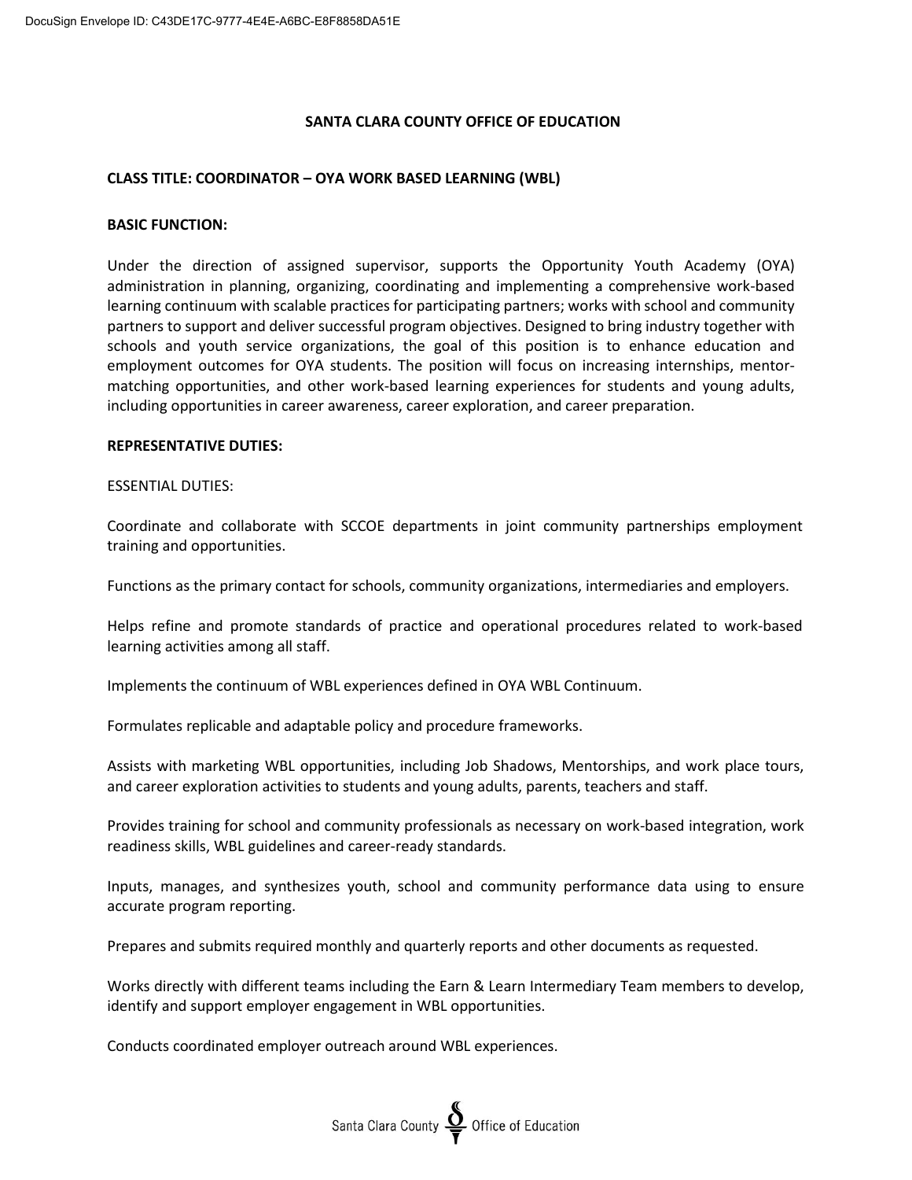# SANTA CLARA COUNTY OFFICE OF EDUCATION

## CLASS TITLE: COORDINATOR – OYA WORK BASED LEARNING (WBL)

### BASIC FUNCTION:

Under the direction of assigned supervisor, supports the Opportunity Youth Academy (OYA) administration in planning, organizing, coordinating and implementing a comprehensive work-based learning continuum with scalable practices for participating partners; works with school and community partners to support and deliver successful program objectives. Designed to bring industry together with schools and youth service organizations, the goal of this position is to enhance education and employment outcomes for OYA students. The position will focus on increasing internships, mentor-matching opportunities, and other work-based learning experiences for students and young adults, including opportunities in career awareness, career exploration, and career preparation.

### REPRESENTATIVE DUTIES:

ESSENTIAL DUTIES:

Coordinate and collaborate with SCCOE departments in joint community partnerships employment training and opportunities.

Functions as the primary contact for schools, community organizations, intermediaries and employers.

Helps refine and promote standards of practice and operational procedures related to work-based learning activities among all staff.

Implements the continuum of WBL experiences defined in OYA WBL Continuum.

Formulates replicable and adaptable policy and procedure frameworks.

Assists with marketing WBL opportunities, including Job Shadows, Mentorships, and work place tours, and career exploration activities to students and young adults, parents, teachers and staff.

Provides training for school and community professionals as necessary on work-based integration, work readiness skills, WBL guidelines and career-ready standards.

Inputs, manages, and synthesizes youth, school and community performance data using to ensure accurate program reporting.

Prepares and submits required monthly and quarterly reports and other documents as requested.

Works directly with different teams including the Earn & Learn Intermediary Team members to develop, identify and support employer engagement in WBL opportunities.

Conducts coordinated employer outreach around WBL experiences.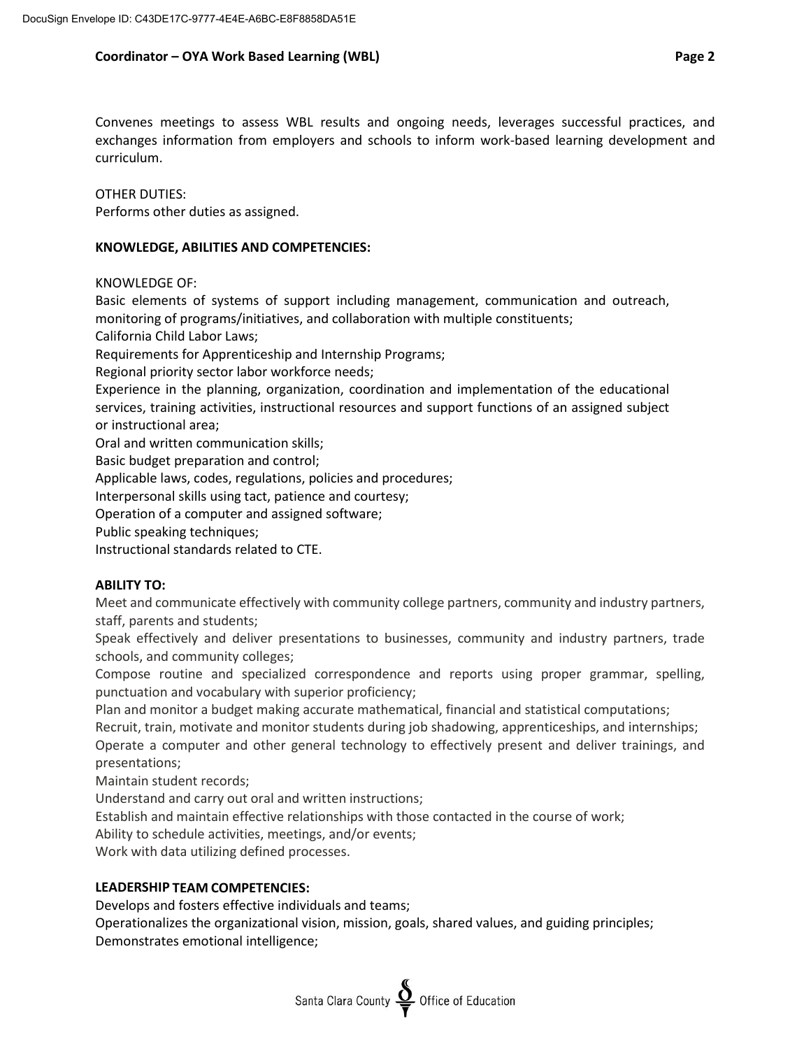Convenes meetings to assess WBL results and ongoing needs, leverages successful practices, and exchanges information from employers and schools to inform work-based learning development and curriculum.

OTHER DUTIES:
Performs other duties as assigned.

**KNOWLEDGE, ABILITIES AND COMPETENCIES:**

KNOWLEDGE OF:
Basic elements of systems of support including management, communication and outreach, monitoring of programs/initiatives, and collaboration with multiple constituents;
California Child Labor Laws;
Requirements for Apprenticeship and Internship Programs;
Regional priority sector labor workforce needs;
Experience in the planning, organization, coordination and implementation of the educational services, training activities, instructional resources and support functions of an assigned subject or instructional area;
Oral and written communication skills;
Basic budget preparation and control;
Applicable laws, codes, regulations, policies and procedures;
Interpersonal skills using tact, patience and courtesy;
Operation of a computer and assigned software;
Public speaking techniques;
Instructional standards related to CTE.

**ABILITY TO:**
Meet and communicate effectively with community college partners, community and industry partners, staff, parents and students;
Speak effectively and deliver presentations to businesses, community and industry partners, trade schools, and community colleges;
Compose routine and specialized correspondence and reports using proper grammar, spelling, punctuation and vocabulary with superior proficiency;
Plan and monitor a budget making accurate mathematical, financial and statistical computations;
Recruit, train, motivate and monitor students during job shadowing, apprenticeships, and internships;
Operate a computer and other general technology to effectively present and deliver trainings, and presentations;
Maintain student records;
Understand and carry out oral and written instructions;
Establish and maintain effective relationships with those contacted in the course of work;
Ability to schedule activities, meetings, and/or events;
Work with data utilizing defined processes.

**LEADERSHIP TEAM COMPETENCIES:**
Develops and fosters effective individuals and teams;
Operationalizes the organizational vision, mission, goals, shared values, and guiding principles;
Demonstrates emotional intelligence;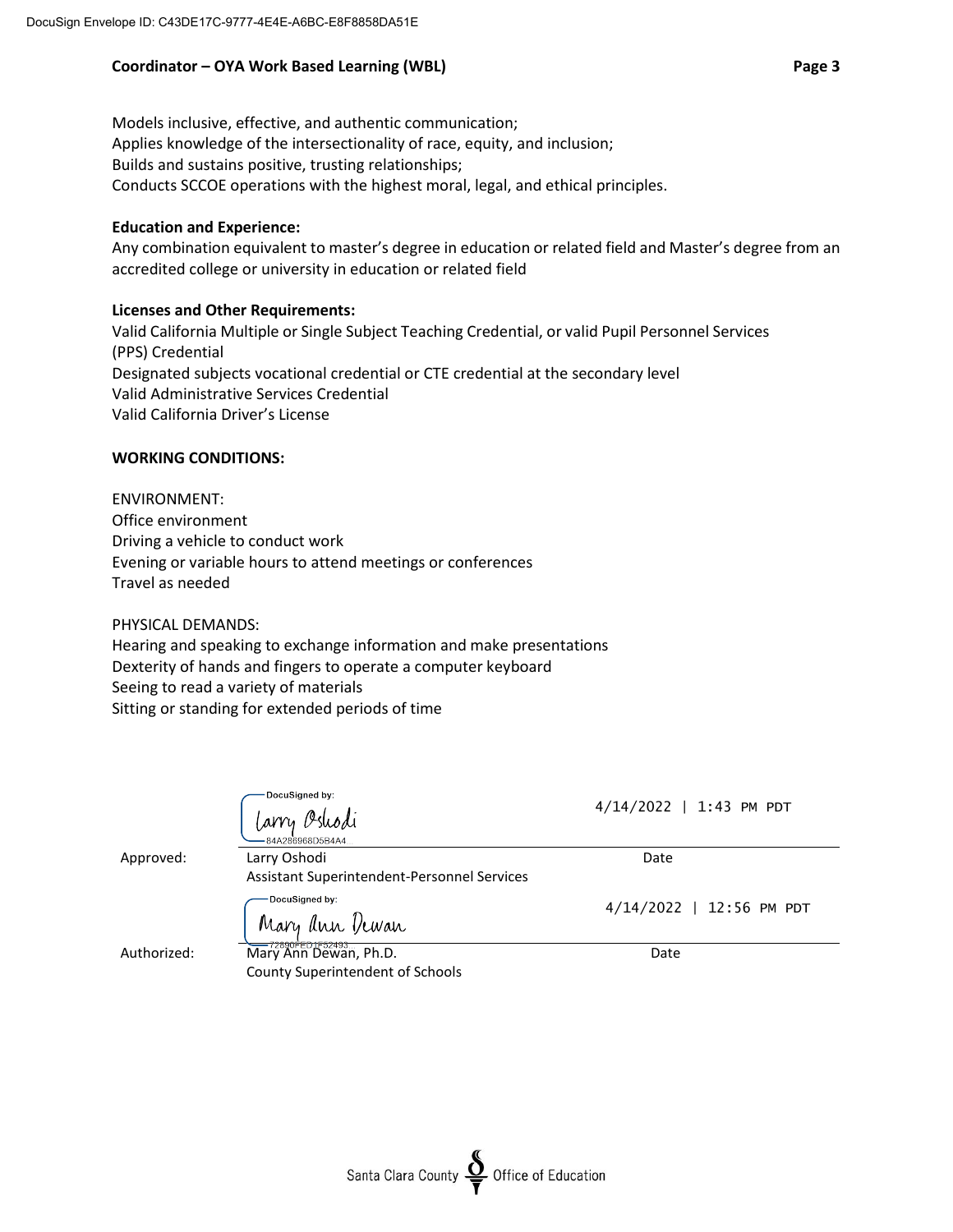Models inclusive, effective, and authentic communication;
Applies knowledge of the intersectionality of race, equity, and inclusion;
Builds and sustains positive, trusting relationships;
Conducts SCCOE operations with the highest moral, legal, and ethical principles.

**Education and Experience:**
Any combination equivalent to master's degree in education or related field and Master's degree from an accredited college or university in education or related field

**Licenses and Other Requirements:**
Valid California Multiple or Single Subject Teaching Credential, or valid Pupil Personnel Services (PPS) Credential
Designated subjects vocational credential or CTE credential at the secondary level
Valid Administrative Services Credential
Valid California Driver's License

**WORKING CONDITIONS:**

ENVIRONMENT:
Office environment
Driving a vehicle to conduct work
Evening or variable hours to attend meetings or conferences
Travel as needed

PHYSICAL DEMANDS:
Hearing and speaking to exchange information and make presentations
Dexterity of hands and fingers to operate a computer keyboard
Seeing to read a variety of materials
Sitting or standing for extended periods of time

DocuSigned by:
Larry Oshodi
84A286968D5B4A4

Approved: Larry Oshodi, Assistant Superintendent-Personnel Services — Date: 4/14/2022 | 1:43 PM PDT

DocuSigned by:
Mary Ann Dewan
72890FED1E52493

Authorized: Mary Ann Dewan, Ph.D., County Superintendent of Schools — Date: 4/14/2022 | 12:56 PM PDT

Santa Clara County Office of Education